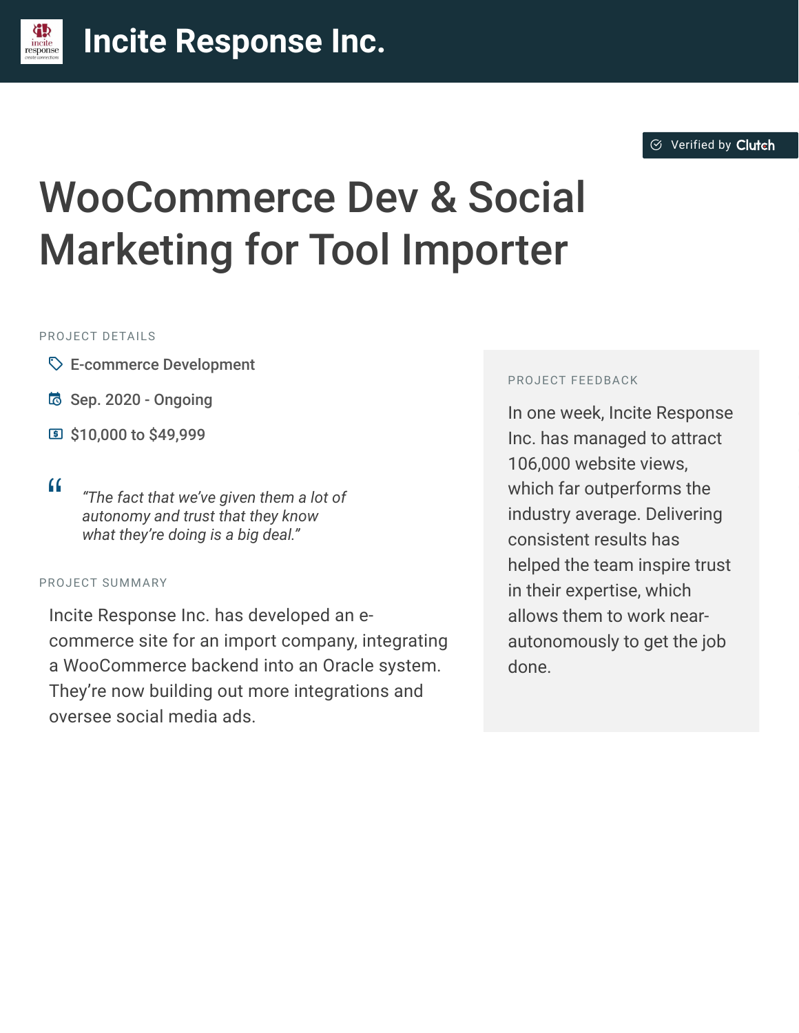# Incite Response Inc.

Verified by Clutch

## WooCommerce Dev & Social Marketing for Tool Importer

### PROJECT DETAILS

- E-commerce Development
- Sep. 2020 - Ongoing
- $10,000 to $49,999

> *"The fact that we've given them a lot of autonomy and trust that they know what they're doing is a big deal."*

### PROJECT SUMMARY

Incite Response Inc. has developed an e-commerce site for an import company, integrating a WooCommerce backend into an Oracle system. They're now building out more integrations and oversee social media ads.

### PROJECT FEEDBACK

In one week, Incite Response Inc. has managed to attract 106,000 website views, which far outperforms the industry average. Delivering consistent results has helped the team inspire trust in their expertise, which allows them to work near-autonomously to get the job done.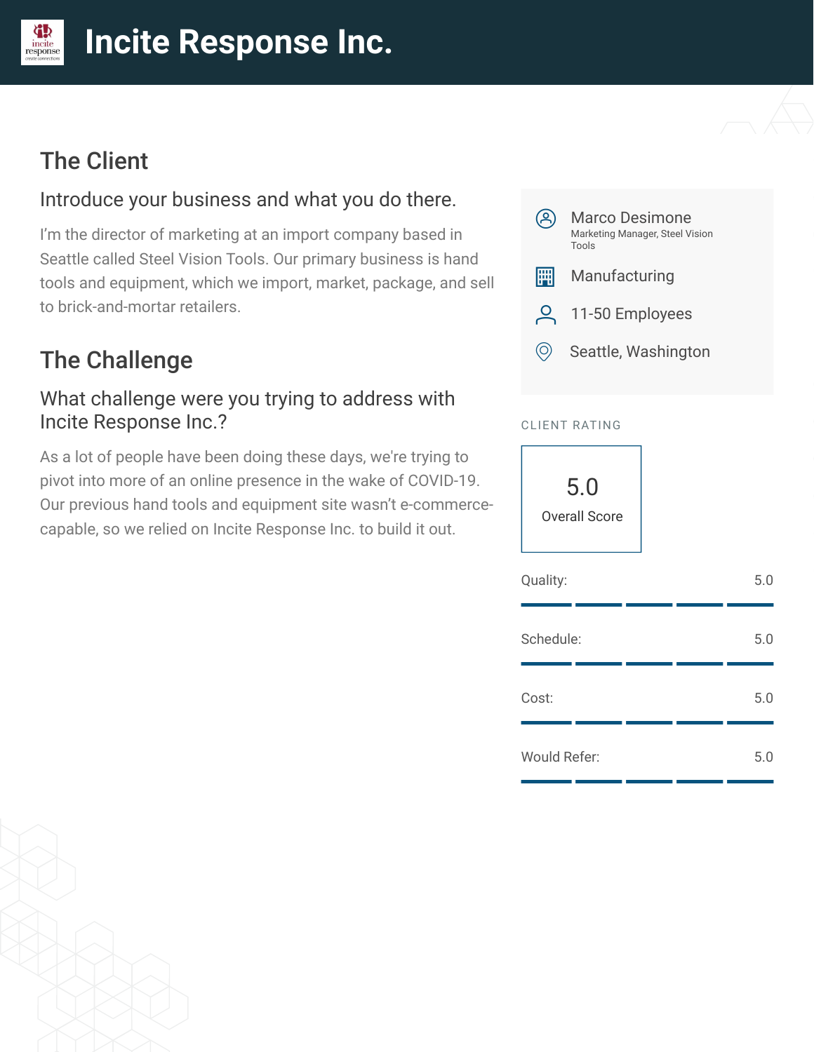# Incite Response Inc.

## The Client

### Introduce your business and what you do there.

I'm the director of marketing at an import company based in Seattle called Steel Vision Tools. Our primary business is hand tools and equipment, which we import, market, package, and sell to brick-and-mortar retailers.

## The Challenge

### What challenge were you trying to address with Incite Response Inc.?

As a lot of people have been doing these days, we're trying to pivot into more of an online presence in the wake of COVID-19. Our previous hand tools and equipment site wasn't e-commerce-capable, so we relied on Incite Response Inc. to build it out.

Marco Desimone
Marketing Manager, Steel Vision Tools

Manufacturing

11-50 Employees

Seattle, Washington

CLIENT RATING

**5.0**
Overall Score

| Category | Score |
| --- | --- |
| Quality: | 5.0 |
| Schedule: | 5.0 |
| Cost: | 5.0 |
| Would Refer: | 5.0 |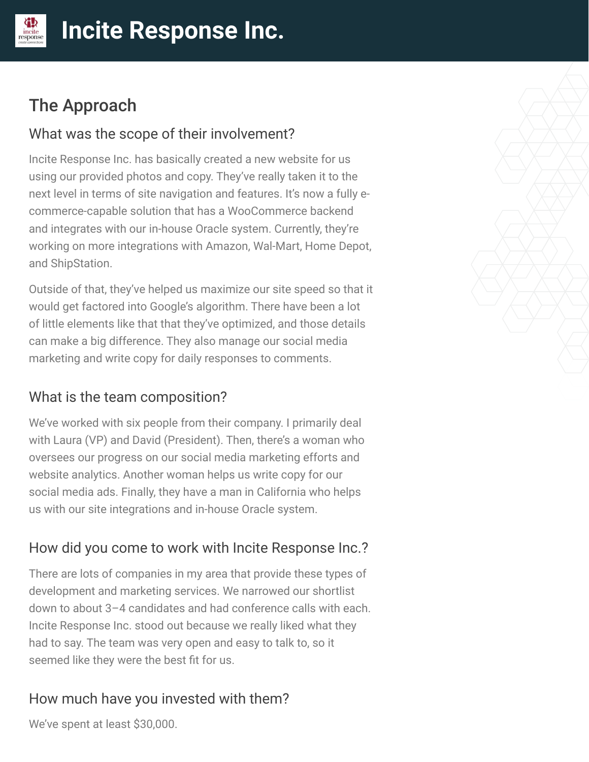## The Approach

### What was the scope of their involvement?

Incite Response Inc. has basically created a new website for us using our provided photos and copy. They've really taken it to the next level in terms of site navigation and features. It's now a fully e-commerce-capable solution that has a WooCommerce backend and integrates with our in-house Oracle system. Currently, they're working on more integrations with Amazon, Wal-Mart, Home Depot, and ShipStation.

Outside of that, they've helped us maximize our site speed so that it would get factored into Google's algorithm. There have been a lot of little elements like that that they've optimized, and those details can make a big difference. They also manage our social media marketing and write copy for daily responses to comments.

### What is the team composition?

We've worked with six people from their company. I primarily deal with Laura (VP) and David (President). Then, there's a woman who oversees our progress on our social media marketing efforts and website analytics. Another woman helps us write copy for our social media ads. Finally, they have a man in California who helps us with our site integrations and in-house Oracle system.

### How did you come to work with Incite Response Inc.?

There are lots of companies in my area that provide these types of development and marketing services. We narrowed our shortlist down to about 3–4 candidates and had conference calls with each. Incite Response Inc. stood out because we really liked what they had to say. The team was very open and easy to talk to, so it seemed like they were the best fit for us.

### How much have you invested with them?

We've spent at least $30,000.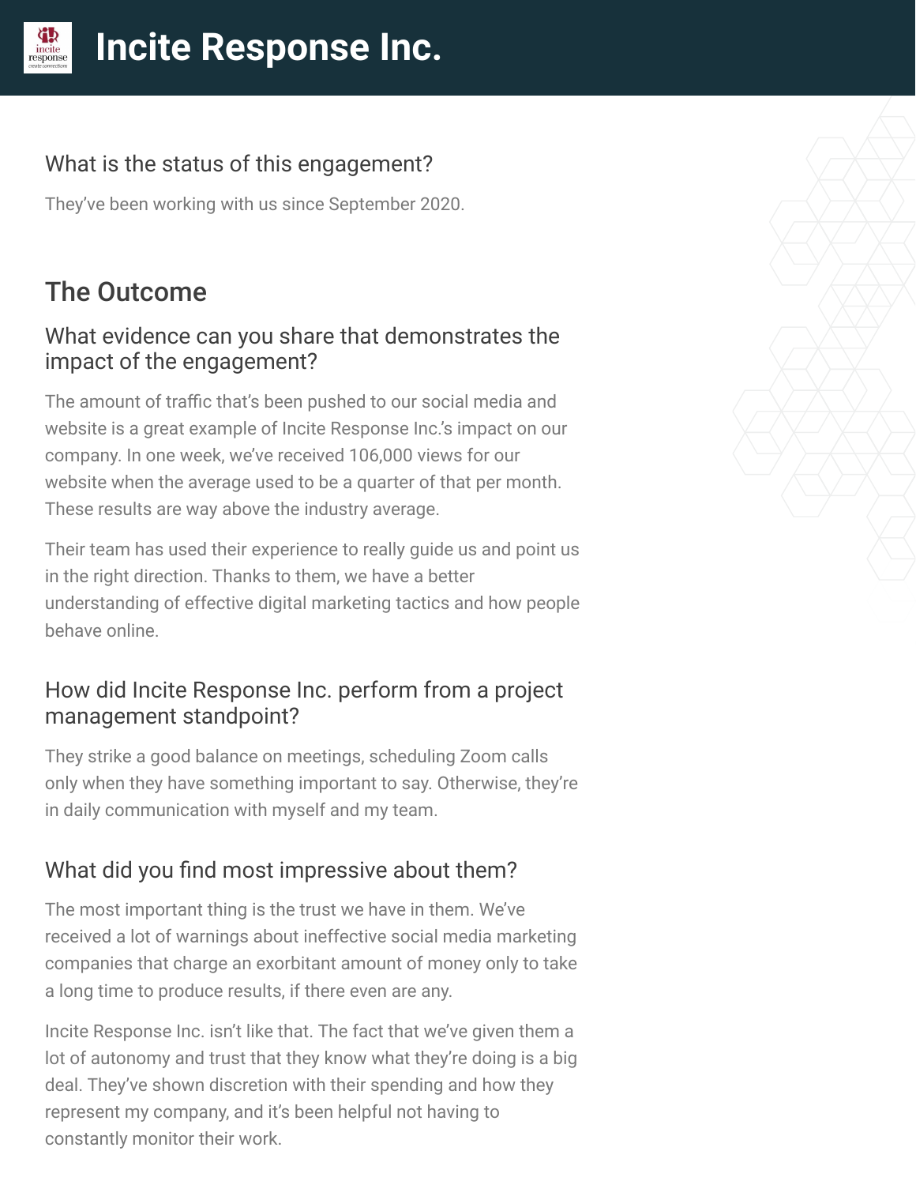### What is the status of this engagement?

They've been working with us since September 2020.

## The Outcome

### What evidence can you share that demonstrates the impact of the engagement?

The amount of traffic that's been pushed to our social media and website is a great example of Incite Response Inc.'s impact on our company. In one week, we've received 106,000 views for our website when the average used to be a quarter of that per month. These results are way above the industry average.

Their team has used their experience to really guide us and point us in the right direction. Thanks to them, we have a better understanding of effective digital marketing tactics and how people behave online.

### How did Incite Response Inc. perform from a project management standpoint?

They strike a good balance on meetings, scheduling Zoom calls only when they have something important to say. Otherwise, they're in daily communication with myself and my team.

### What did you find most impressive about them?

The most important thing is the trust we have in them. We've received a lot of warnings about ineffective social media marketing companies that charge an exorbitant amount of money only to take a long time to produce results, if there even are any.

Incite Response Inc. isn't like that. The fact that we've given them a lot of autonomy and trust that they know what they're doing is a big deal. They've shown discretion with their spending and how they represent my company, and it's been helpful not having to constantly monitor their work.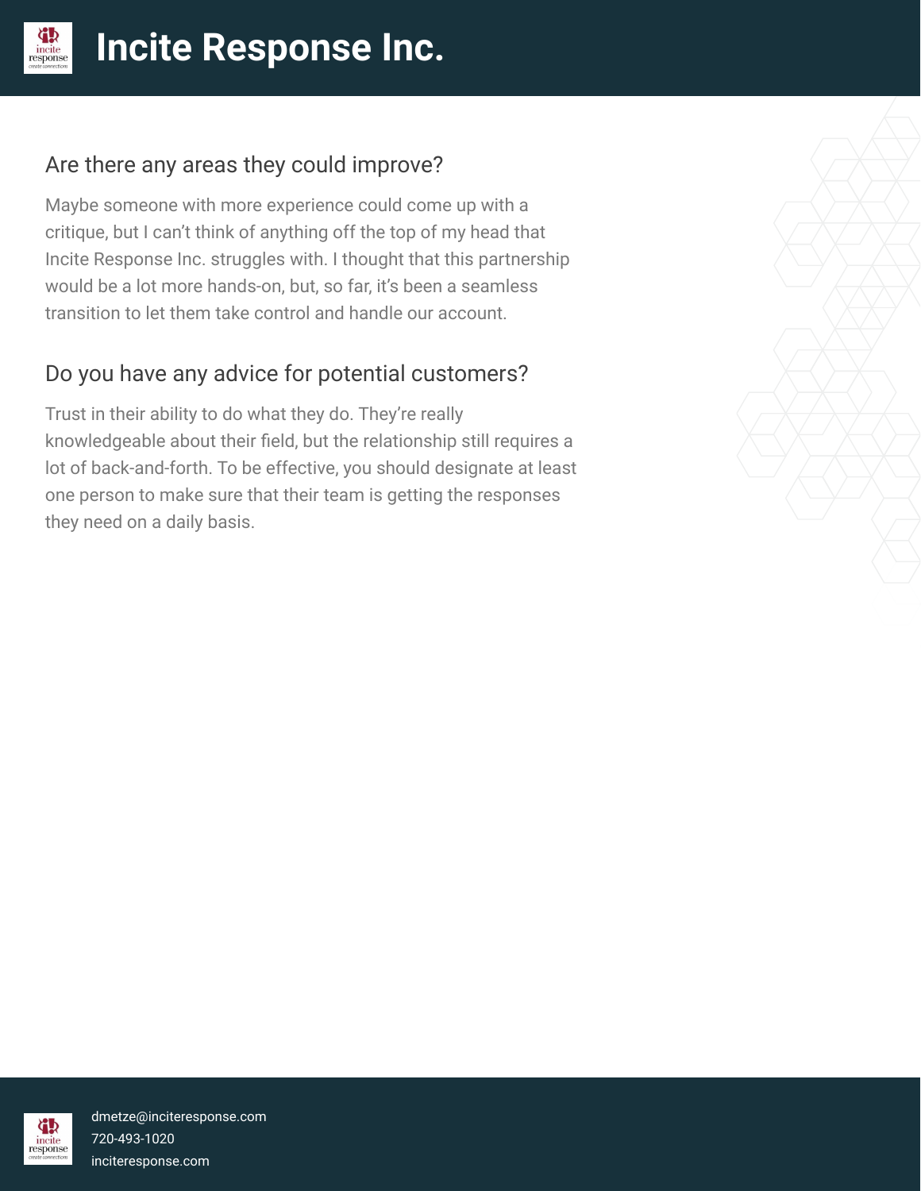# Incite Response Inc.

## Are there any areas they could improve?

Maybe someone with more experience could come up with a critique, but I can't think of anything off the top of my head that Incite Response Inc. struggles with. I thought that this partnership would be a lot more hands-on, but, so far, it's been a seamless transition to let them take control and handle our account.

## Do you have any advice for potential customers?

Trust in their ability to do what they do. They're really knowledgeable about their field, but the relationship still requires a lot of back-and-forth. To be effective, you should designate at least one person to make sure that their team is getting the responses they need on a daily basis.

dmetze@inciteresponse.com
720-493-1020
inciteresponse.com